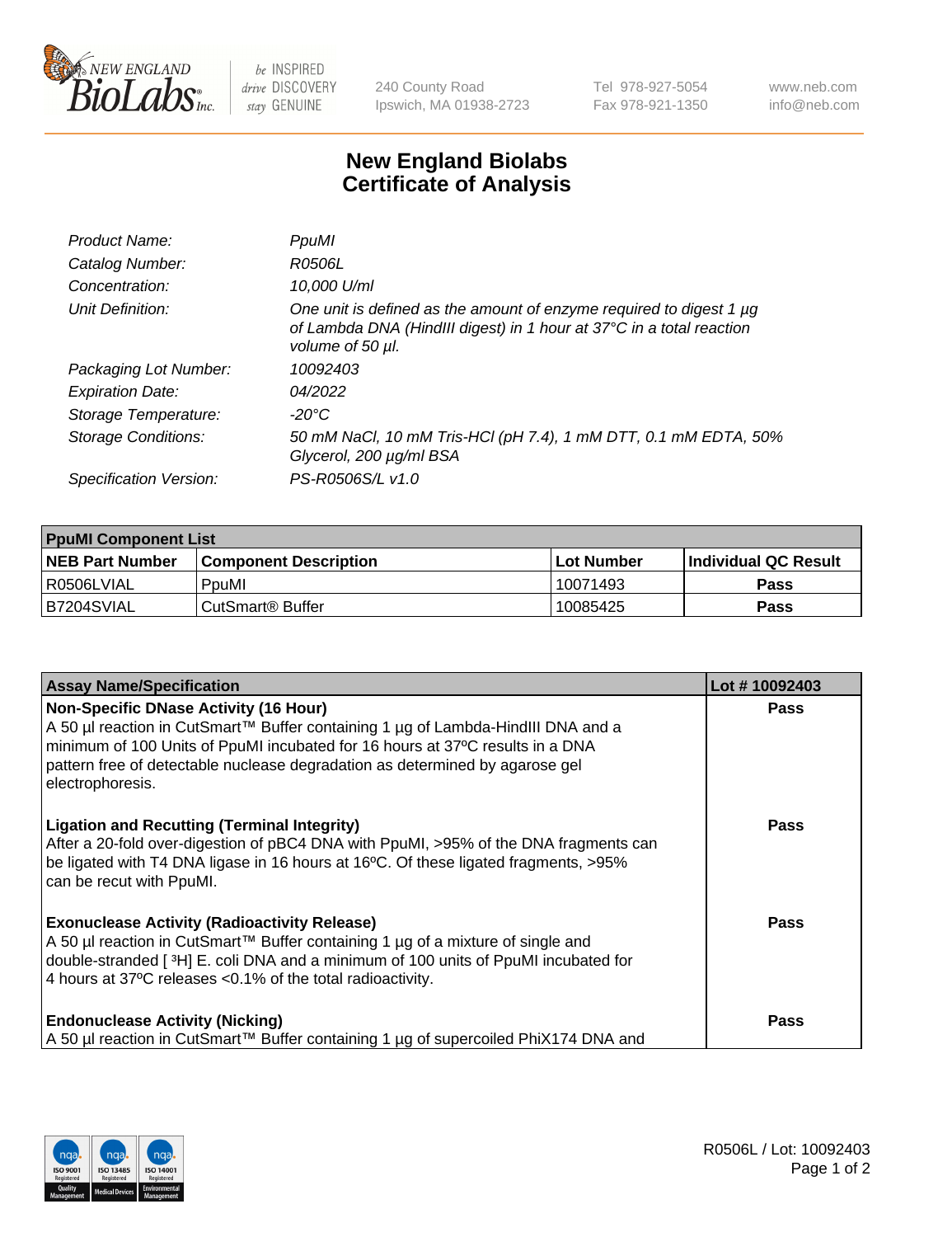# New England Biolabs
# Certificate of Analysis

| | |
|---|---|
| *Product Name:* | *PpuMI* |
| *Catalog Number:* | *R0506L* |
| *Concentration:* | *10,000 U/ml* |
| *Unit Definition:* | *One unit is defined as the amount of enzyme required to digest 1 µg of Lambda DNA (HindIII digest) in 1 hour at 37°C in a total reaction volume of 50 µl.* |
| *Packaging Lot Number:* | *10092403* |
| *Expiration Date:* | *04/2022* |
| *Storage Temperature:* | *-20°C* |
| *Storage Conditions:* | *50 mM NaCl, 10 mM Tris-HCl (pH 7.4), 1 mM DTT, 0.1 mM EDTA, 50% Glycerol, 200 µg/ml BSA* |
| *Specification Version:* | *PS-R0506S/L v1.0* |

| **PpuMI Component List** | | | |
|---|---|---|---|
| **NEB Part Number** | **Component Description** | **Lot Number** | **Individual QC Result** |
| R0506LVIAL | PpuMI | 10071493 | **Pass** |
| B7204SVIAL | CutSmart® Buffer | 10085425 | **Pass** |

| **Assay Name/Specification** | **Lot # 10092403** |
|---|---|
| **Non-Specific DNase Activity (16 Hour)**<br>A 50 µl reaction in CutSmart™ Buffer containing 1 µg of Lambda-HindIII DNA and a minimum of 100 Units of PpuMI incubated for 16 hours at 37ºC results in a DNA pattern free of detectable nuclease degradation as determined by agarose gel electrophoresis. | **Pass** |
| **Ligation and Recutting (Terminal Integrity)**<br>After a 20-fold over-digestion of pBC4 DNA with PpuMI, >95% of the DNA fragments can be ligated with T4 DNA ligase in 16 hours at 16ºC. Of these ligated fragments, >95% can be recut with PpuMI. | **Pass** |
| **Exonuclease Activity (Radioactivity Release)**<br>A 50 µl reaction in CutSmart™ Buffer containing 1 µg of a mixture of single and double-stranded [ $^{3}$H] E. coli DNA and a minimum of 100 units of PpuMI incubated for 4 hours at 37ºC releases <0.1% of the total radioactivity. | **Pass** |
| **Endonuclease Activity (Nicking)**<br>A 50 µl reaction in CutSmart™ Buffer containing 1 µg of supercoiled PhiX174 DNA and | **Pass** |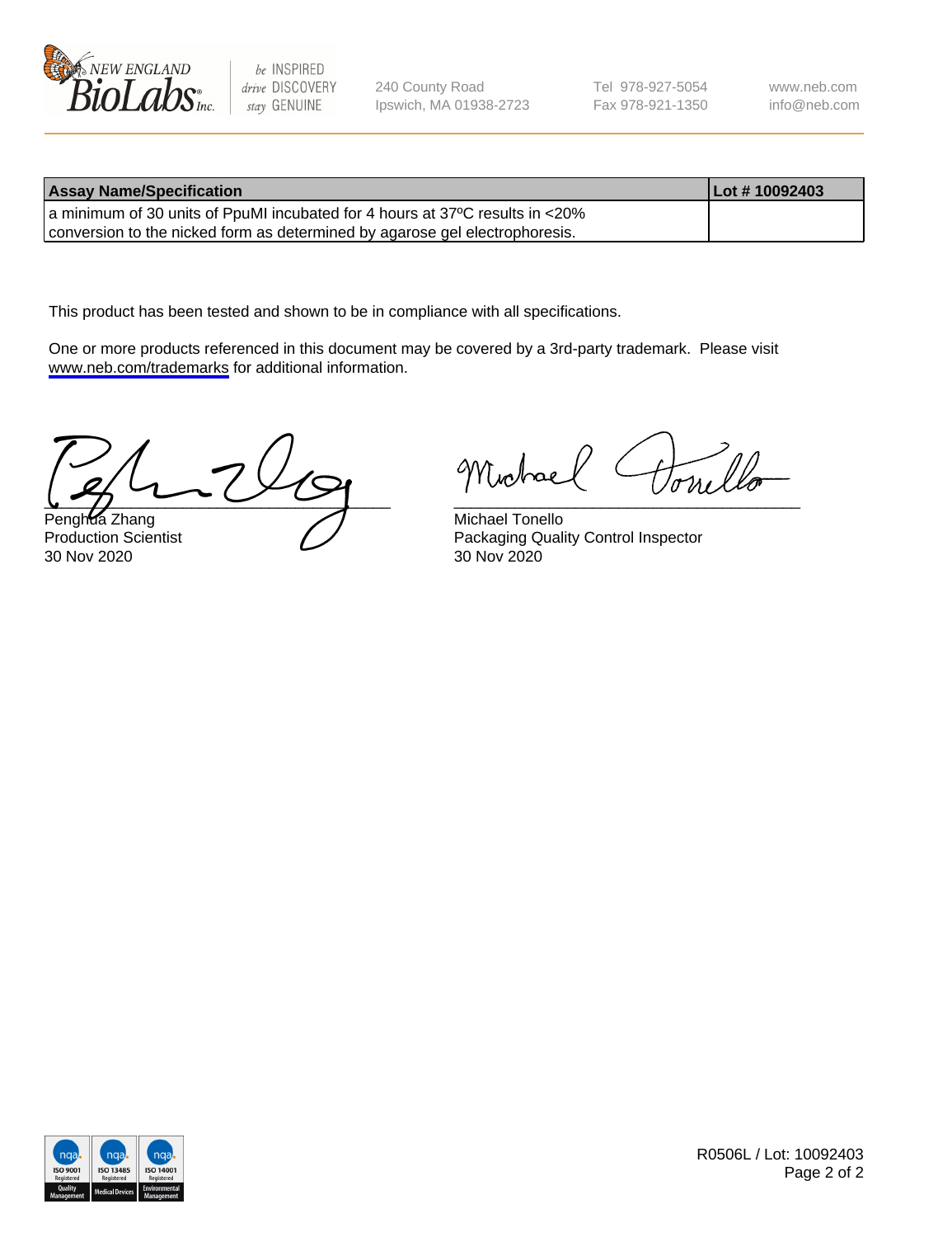| Assay Name/Specification | Lot # 10092403 |
| --- | --- |
| a minimum of 30 units of PpuMI incubated for 4 hours at 37ºC results in <20% conversion to the nicked form as determined by agarose gel electrophoresis. | |

This product has been tested and shown to be in compliance with all specifications.

One or more products referenced in this document may be covered by a 3rd-party trademark. Please visit www.neb.com/trademarks for additional information.

Penghua Zhang
Production Scientist
30 Nov 2020

Michael Tonello
Packaging Quality Control Inspector
30 Nov 2020

R0506L / Lot: 10092403